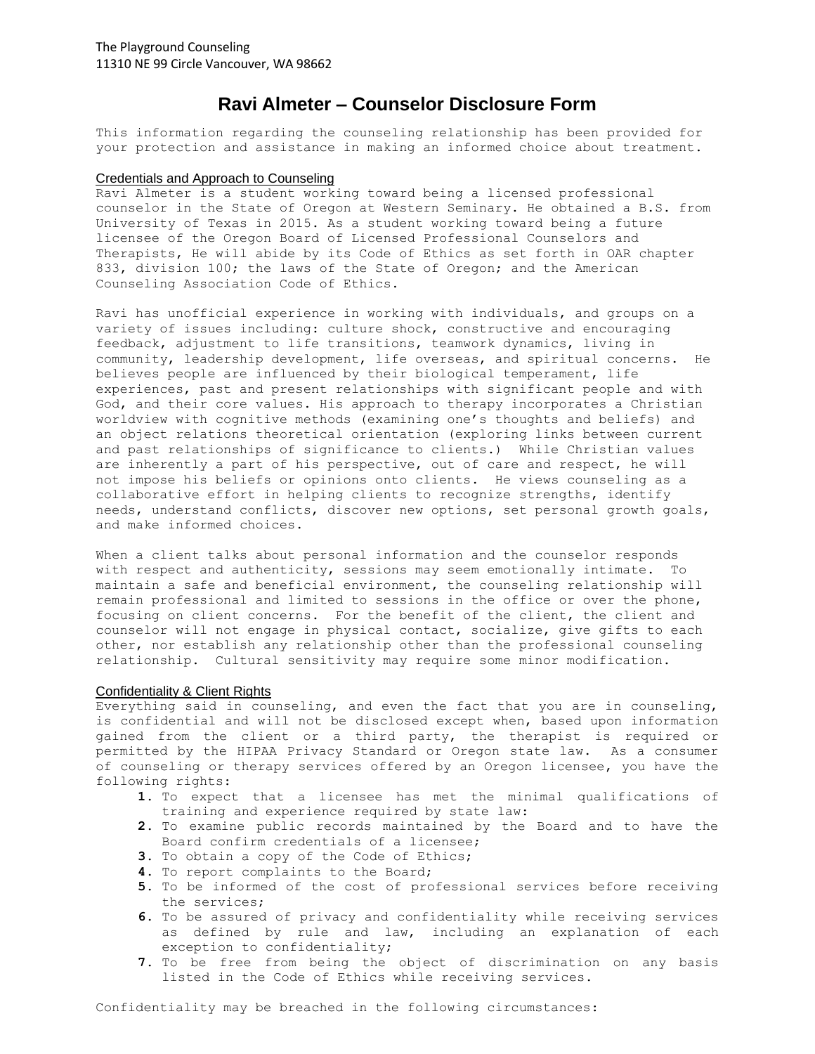The Playground Counseling
11310 NE 99 Circle Vancouver, WA 98662

# Ravi Almeter – Counselor Disclosure Form

This information regarding the counseling relationship has been provided for your protection and assistance in making an informed choice about treatment.

## Credentials and Approach to Counseling

Ravi Almeter is a student working toward being a licensed professional counselor in the State of Oregon at Western Seminary. He obtained a B.S. from University of Texas in 2015. As a student working toward being a future licensee of the Oregon Board of Licensed Professional Counselors and Therapists, He will abide by its Code of Ethics as set forth in OAR chapter 833, division 100; the laws of the State of Oregon; and the American Counseling Association Code of Ethics.

Ravi has unofficial experience in working with individuals, and groups on a variety of issues including: culture shock, constructive and encouraging feedback, adjustment to life transitions, teamwork dynamics, living in community, leadership development, life overseas, and spiritual concerns. He believes people are influenced by their biological temperament, life experiences, past and present relationships with significant people and with God, and their core values. His approach to therapy incorporates a Christian worldview with cognitive methods (examining one's thoughts and beliefs) and an object relations theoretical orientation (exploring links between current and past relationships of significance to clients.) While Christian values are inherently a part of his perspective, out of care and respect, he will not impose his beliefs or opinions onto clients. He views counseling as a collaborative effort in helping clients to recognize strengths, identify needs, understand conflicts, discover new options, set personal growth goals, and make informed choices.

When a client talks about personal information and the counselor responds with respect and authenticity, sessions may seem emotionally intimate. To maintain a safe and beneficial environment, the counseling relationship will remain professional and limited to sessions in the office or over the phone, focusing on client concerns. For the benefit of the client, the client and counselor will not engage in physical contact, socialize, give gifts to each other, nor establish any relationship other than the professional counseling relationship. Cultural sensitivity may require some minor modification.

## Confidentiality & Client Rights

Everything said in counseling, and even the fact that you are in counseling, is confidential and will not be disclosed except when, based upon information gained from the client or a third party, the therapist is required or permitted by the HIPAA Privacy Standard or Oregon state law. As a consumer of counseling or therapy services offered by an Oregon licensee, you have the following rights:

1. To expect that a licensee has met the minimal qualifications of training and experience required by state law:
2. To examine public records maintained by the Board and to have the Board confirm credentials of a licensee;
3. To obtain a copy of the Code of Ethics;
4. To report complaints to the Board;
5. To be informed of the cost of professional services before receiving the services;
6. To be assured of privacy and confidentiality while receiving services as defined by rule and law, including an explanation of each exception to confidentiality;
7. To be free from being the object of discrimination on any basis listed in the Code of Ethics while receiving services.

Confidentiality may be breached in the following circumstances: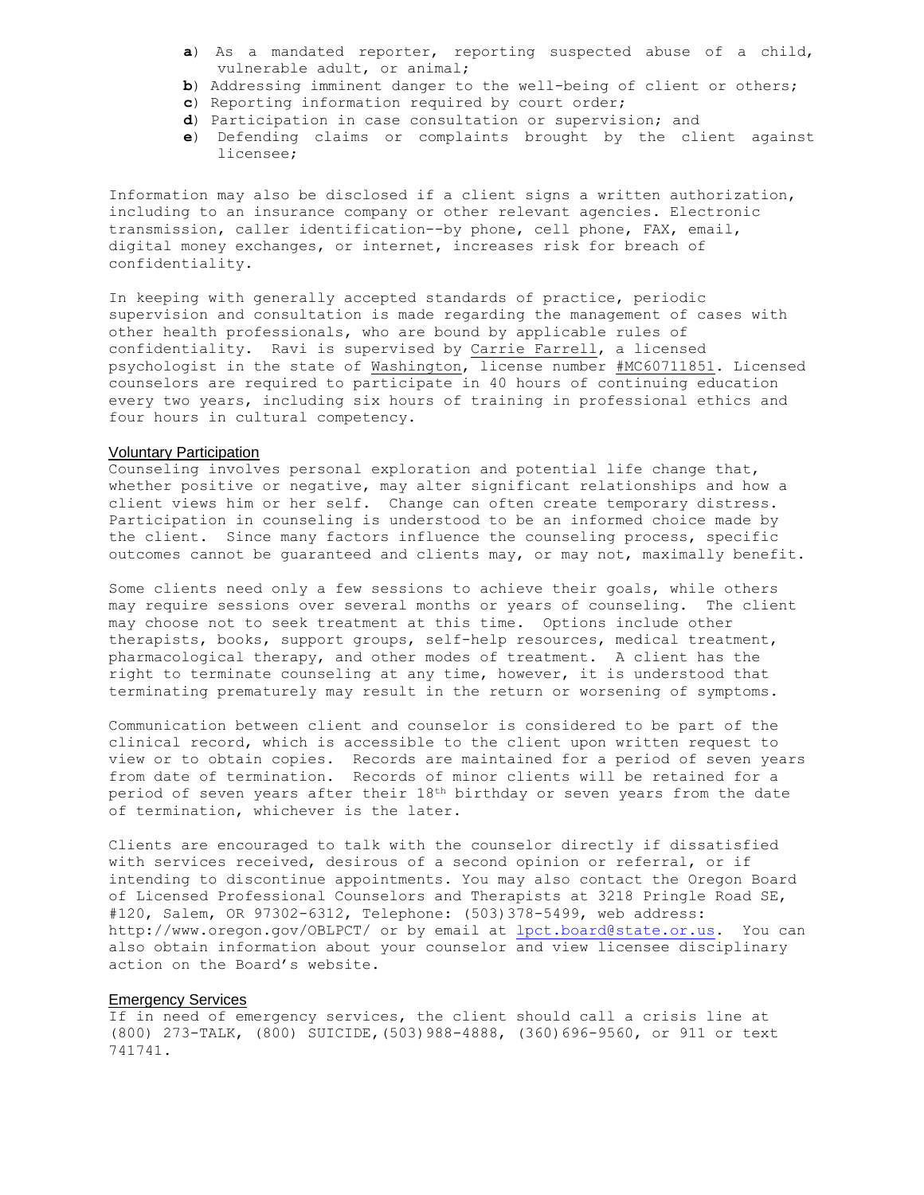**a**) As a mandated reporter, reporting suspected abuse of a child, vulnerable adult, or animal;
**b**) Addressing imminent danger to the well-being of client or others;
**c**) Reporting information required by court order;
**d**) Participation in case consultation or supervision; and
**e**) Defending claims or complaints brought by the client against licensee;

Information may also be disclosed if a client signs a written authorization, including to an insurance company or other relevant agencies. Electronic transmission, caller identification--by phone, cell phone, FAX, email, digital money exchanges, or internet, increases risk for breach of confidentiality.

In keeping with generally accepted standards of practice, periodic supervision and consultation is made regarding the management of cases with other health professionals, who are bound by applicable rules of confidentiality. Ravi is supervised by Carrie Farrell, a licensed psychologist in the state of Washington, license number #MC60711851. Licensed counselors are required to participate in 40 hours of continuing education every two years, including six hours of training in professional ethics and four hours in cultural competency.

## Voluntary Participation

Counseling involves personal exploration and potential life change that, whether positive or negative, may alter significant relationships and how a client views him or her self. Change can often create temporary distress. Participation in counseling is understood to be an informed choice made by the client. Since many factors influence the counseling process, specific outcomes cannot be guaranteed and clients may, or may not, maximally benefit.

Some clients need only a few sessions to achieve their goals, while others may require sessions over several months or years of counseling. The client may choose not to seek treatment at this time. Options include other therapists, books, support groups, self-help resources, medical treatment, pharmacological therapy, and other modes of treatment. A client has the right to terminate counseling at any time, however, it is understood that terminating prematurely may result in the return or worsening of symptoms.

Communication between client and counselor is considered to be part of the clinical record, which is accessible to the client upon written request to view or to obtain copies. Records are maintained for a period of seven years from date of termination. Records of minor clients will be retained for a period of seven years after their 18th birthday or seven years from the date of termination, whichever is the later.

Clients are encouraged to talk with the counselor directly if dissatisfied with services received, desirous of a second opinion or referral, or if intending to discontinue appointments. You may also contact the Oregon Board of Licensed Professional Counselors and Therapists at 3218 Pringle Road SE, #120, Salem, OR 97302-6312, Telephone: (503)378-5499, web address: http://www.oregon.gov/OBLPCT/ or by email at lpct.board@state.or.us. You can also obtain information about your counselor and view licensee disciplinary action on the Board's website.

## Emergency Services

If in need of emergency services, the client should call a crisis line at (800) 273-TALK, (800) SUICIDE,(503)988-4888, (360)696-9560, or 911 or text 741741.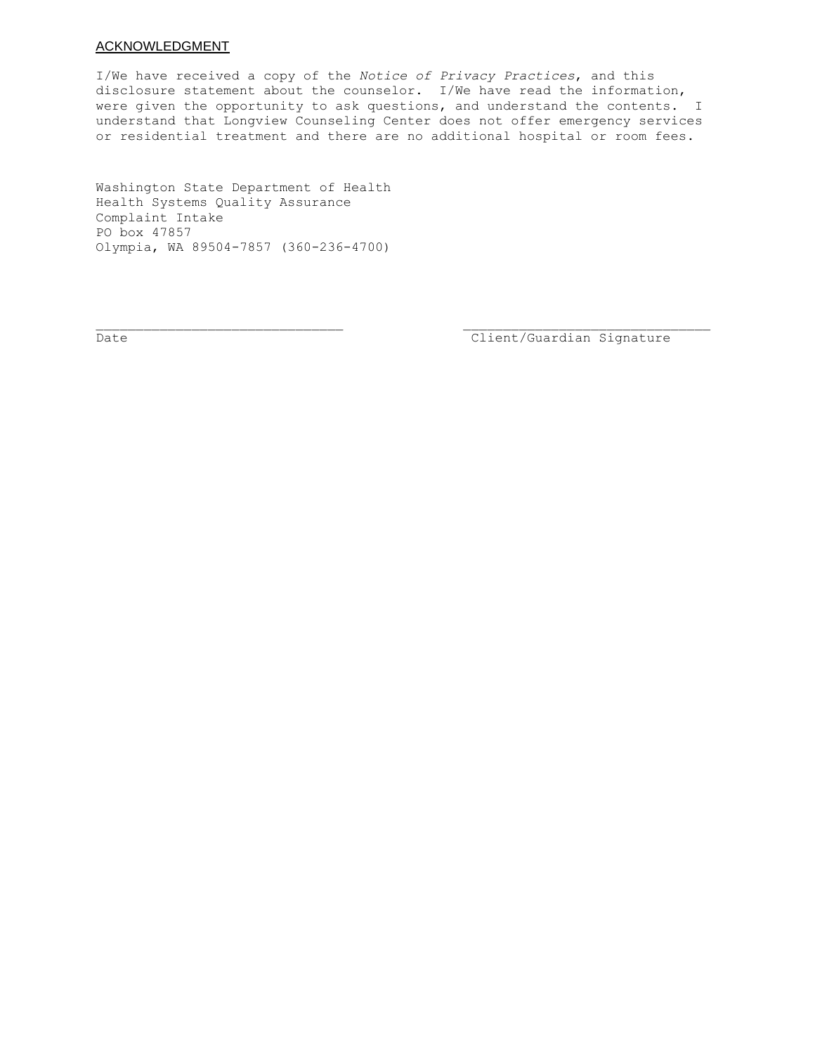## ACKNOWLEDGMENT

I/We have received a copy of the *Notice of Privacy Practices*, and this disclosure statement about the counselor. I/We have read the information, were given the opportunity to ask questions, and understand the contents. I understand that Longview Counseling Center does not offer emergency services or residential treatment and there are no additional hospital or room fees.

Washington State Department of Health  
Health Systems Quality Assurance  
Complaint Intake  
PO box 47857  
Olympia, WA 89504-7857 (360-236-4700)

______________________________ ______________________________  
Date Client/Guardian Signature